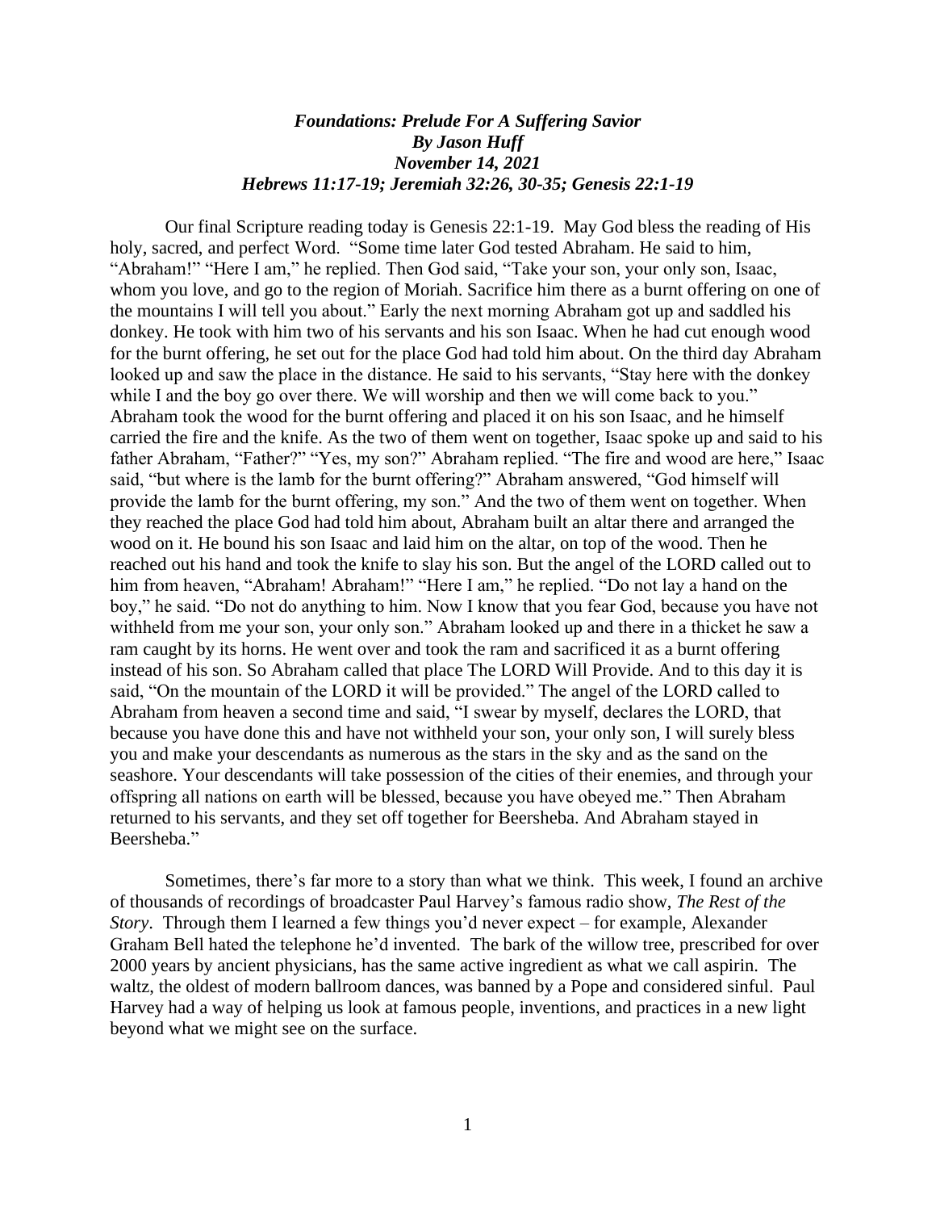***Foundations: Prelude For A Suffering Savior***
***By Jason Huff***
***November 14, 2021***
***Hebrews 11:17-19; Jeremiah 32:26, 30-35; Genesis 22:1-19***

Our final Scripture reading today is Genesis 22:1-19. May God bless the reading of His holy, sacred, and perfect Word. "Some time later God tested Abraham. He said to him, "Abraham!" "Here I am," he replied. Then God said, "Take your son, your only son, Isaac, whom you love, and go to the region of Moriah. Sacrifice him there as a burnt offering on one of the mountains I will tell you about." Early the next morning Abraham got up and saddled his donkey. He took with him two of his servants and his son Isaac. When he had cut enough wood for the burnt offering, he set out for the place God had told him about. On the third day Abraham looked up and saw the place in the distance. He said to his servants, "Stay here with the donkey while I and the boy go over there. We will worship and then we will come back to you." Abraham took the wood for the burnt offering and placed it on his son Isaac, and he himself carried the fire and the knife. As the two of them went on together, Isaac spoke up and said to his father Abraham, "Father?" "Yes, my son?" Abraham replied. "The fire and wood are here," Isaac said, "but where is the lamb for the burnt offering?" Abraham answered, "God himself will provide the lamb for the burnt offering, my son." And the two of them went on together. When they reached the place God had told him about, Abraham built an altar there and arranged the wood on it. He bound his son Isaac and laid him on the altar, on top of the wood. Then he reached out his hand and took the knife to slay his son. But the angel of the LORD called out to him from heaven, "Abraham! Abraham!" "Here I am," he replied. "Do not lay a hand on the boy," he said. "Do not do anything to him. Now I know that you fear God, because you have not withheld from me your son, your only son." Abraham looked up and there in a thicket he saw a ram caught by its horns. He went over and took the ram and sacrificed it as a burnt offering instead of his son. So Abraham called that place The LORD Will Provide. And to this day it is said, "On the mountain of the LORD it will be provided." The angel of the LORD called to Abraham from heaven a second time and said, "I swear by myself, declares the LORD, that because you have done this and have not withheld your son, your only son, I will surely bless you and make your descendants as numerous as the stars in the sky and as the sand on the seashore. Your descendants will take possession of the cities of their enemies, and through your offspring all nations on earth will be blessed, because you have obeyed me." Then Abraham returned to his servants, and they set off together for Beersheba. And Abraham stayed in Beersheba."

Sometimes, there's far more to a story than what we think. This week, I found an archive of thousands of recordings of broadcaster Paul Harvey's famous radio show, *The Rest of the Story*. Through them I learned a few things you'd never expect – for example, Alexander Graham Bell hated the telephone he'd invented. The bark of the willow tree, prescribed for over 2000 years by ancient physicians, has the same active ingredient as what we call aspirin. The waltz, the oldest of modern ballroom dances, was banned by a Pope and considered sinful. Paul Harvey had a way of helping us look at famous people, inventions, and practices in a new light beyond what we might see on the surface.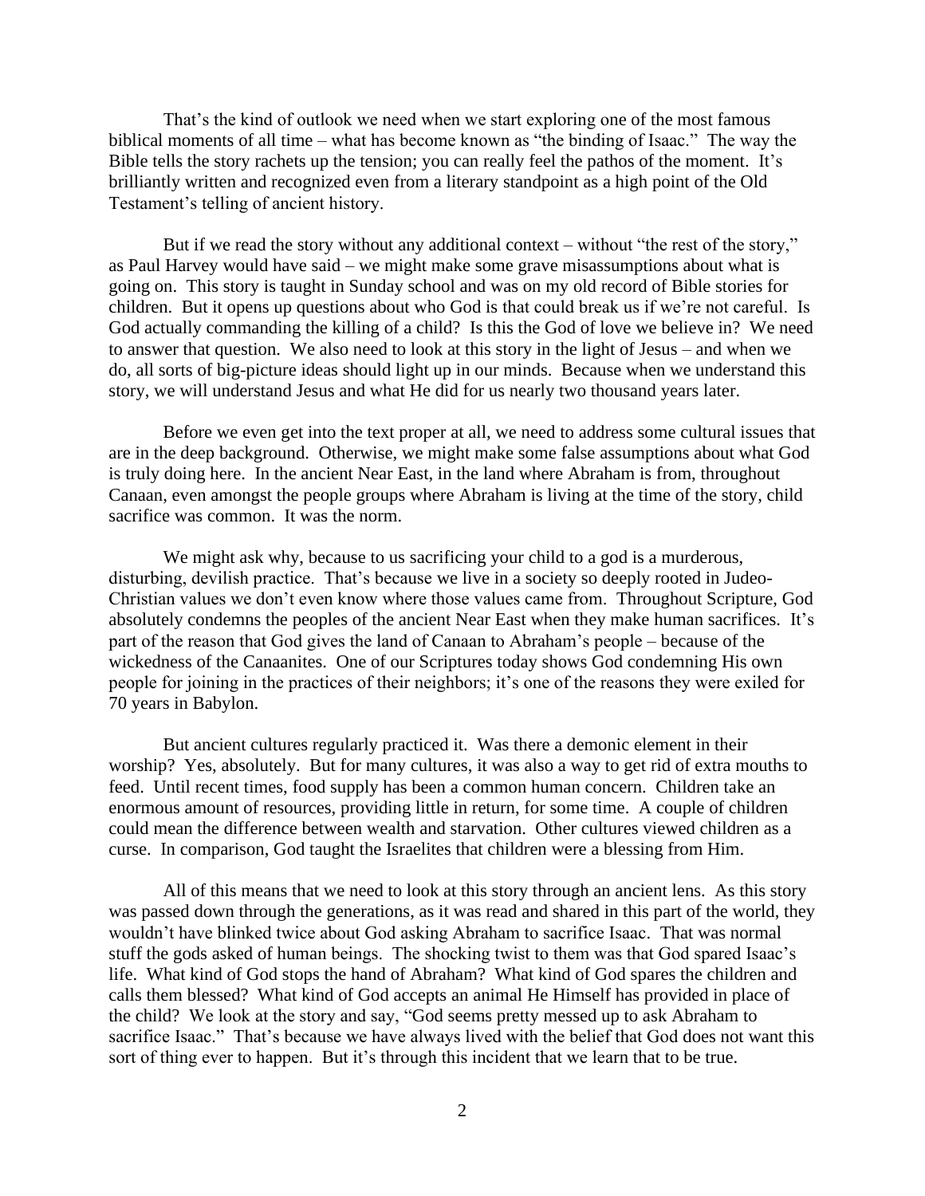That's the kind of outlook we need when we start exploring one of the most famous biblical moments of all time – what has become known as "the binding of Isaac." The way the Bible tells the story rachets up the tension; you can really feel the pathos of the moment. It's brilliantly written and recognized even from a literary standpoint as a high point of the Old Testament's telling of ancient history.

But if we read the story without any additional context – without "the rest of the story," as Paul Harvey would have said – we might make some grave misassumptions about what is going on. This story is taught in Sunday school and was on my old record of Bible stories for children. But it opens up questions about who God is that could break us if we're not careful. Is God actually commanding the killing of a child? Is this the God of love we believe in? We need to answer that question. We also need to look at this story in the light of Jesus – and when we do, all sorts of big-picture ideas should light up in our minds. Because when we understand this story, we will understand Jesus and what He did for us nearly two thousand years later.

Before we even get into the text proper at all, we need to address some cultural issues that are in the deep background. Otherwise, we might make some false assumptions about what God is truly doing here. In the ancient Near East, in the land where Abraham is from, throughout Canaan, even amongst the people groups where Abraham is living at the time of the story, child sacrifice was common. It was the norm.

We might ask why, because to us sacrificing your child to a god is a murderous, disturbing, devilish practice. That's because we live in a society so deeply rooted in Judeo-Christian values we don't even know where those values came from. Throughout Scripture, God absolutely condemns the peoples of the ancient Near East when they make human sacrifices. It's part of the reason that God gives the land of Canaan to Abraham's people – because of the wickedness of the Canaanites. One of our Scriptures today shows God condemning His own people for joining in the practices of their neighbors; it's one of the reasons they were exiled for 70 years in Babylon.

But ancient cultures regularly practiced it. Was there a demonic element in their worship? Yes, absolutely. But for many cultures, it was also a way to get rid of extra mouths to feed. Until recent times, food supply has been a common human concern. Children take an enormous amount of resources, providing little in return, for some time. A couple of children could mean the difference between wealth and starvation. Other cultures viewed children as a curse. In comparison, God taught the Israelites that children were a blessing from Him.

All of this means that we need to look at this story through an ancient lens. As this story was passed down through the generations, as it was read and shared in this part of the world, they wouldn't have blinked twice about God asking Abraham to sacrifice Isaac. That was normal stuff the gods asked of human beings. The shocking twist to them was that God spared Isaac's life. What kind of God stops the hand of Abraham? What kind of God spares the children and calls them blessed? What kind of God accepts an animal He Himself has provided in place of the child? We look at the story and say, "God seems pretty messed up to ask Abraham to sacrifice Isaac." That's because we have always lived with the belief that God does not want this sort of thing ever to happen. But it's through this incident that we learn that to be true.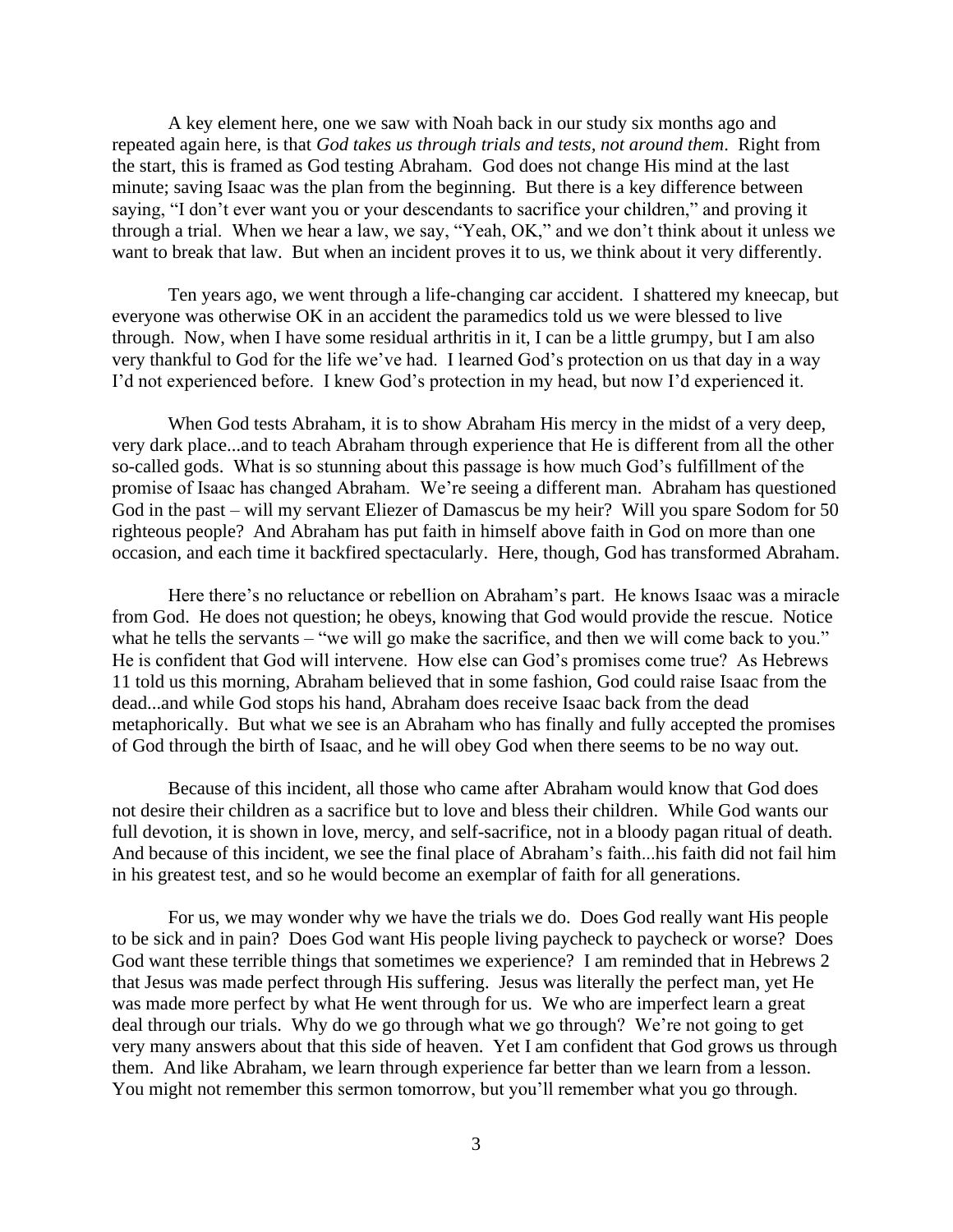A key element here, one we saw with Noah back in our study six months ago and repeated again here, is that *God takes us through trials and tests, not around them*. Right from the start, this is framed as God testing Abraham. God does not change His mind at the last minute; saving Isaac was the plan from the beginning. But there is a key difference between saying, "I don't ever want you or your descendants to sacrifice your children," and proving it through a trial. When we hear a law, we say, "Yeah, OK," and we don't think about it unless we want to break that law. But when an incident proves it to us, we think about it very differently.

Ten years ago, we went through a life-changing car accident. I shattered my kneecap, but everyone was otherwise OK in an accident the paramedics told us we were blessed to live through. Now, when I have some residual arthritis in it, I can be a little grumpy, but I am also very thankful to God for the life we've had. I learned God's protection on us that day in a way I'd not experienced before. I knew God's protection in my head, but now I'd experienced it.

When God tests Abraham, it is to show Abraham His mercy in the midst of a very deep, very dark place...and to teach Abraham through experience that He is different from all the other so-called gods. What is so stunning about this passage is how much God's fulfillment of the promise of Isaac has changed Abraham. We're seeing a different man. Abraham has questioned God in the past – will my servant Eliezer of Damascus be my heir? Will you spare Sodom for 50 righteous people? And Abraham has put faith in himself above faith in God on more than one occasion, and each time it backfired spectacularly. Here, though, God has transformed Abraham.

Here there's no reluctance or rebellion on Abraham's part. He knows Isaac was a miracle from God. He does not question; he obeys, knowing that God would provide the rescue. Notice what he tells the servants – "we will go make the sacrifice, and then we will come back to you." He is confident that God will intervene. How else can God's promises come true? As Hebrews 11 told us this morning, Abraham believed that in some fashion, God could raise Isaac from the dead...and while God stops his hand, Abraham does receive Isaac back from the dead metaphorically. But what we see is an Abraham who has finally and fully accepted the promises of God through the birth of Isaac, and he will obey God when there seems to be no way out.

Because of this incident, all those who came after Abraham would know that God does not desire their children as a sacrifice but to love and bless their children. While God wants our full devotion, it is shown in love, mercy, and self-sacrifice, not in a bloody pagan ritual of death. And because of this incident, we see the final place of Abraham's faith...his faith did not fail him in his greatest test, and so he would become an exemplar of faith for all generations.

For us, we may wonder why we have the trials we do. Does God really want His people to be sick and in pain? Does God want His people living paycheck to paycheck or worse? Does God want these terrible things that sometimes we experience? I am reminded that in Hebrews 2 that Jesus was made perfect through His suffering. Jesus was literally the perfect man, yet He was made more perfect by what He went through for us. We who are imperfect learn a great deal through our trials. Why do we go through what we go through? We're not going to get very many answers about that this side of heaven. Yet I am confident that God grows us through them. And like Abraham, we learn through experience far better than we learn from a lesson. You might not remember this sermon tomorrow, but you'll remember what you go through.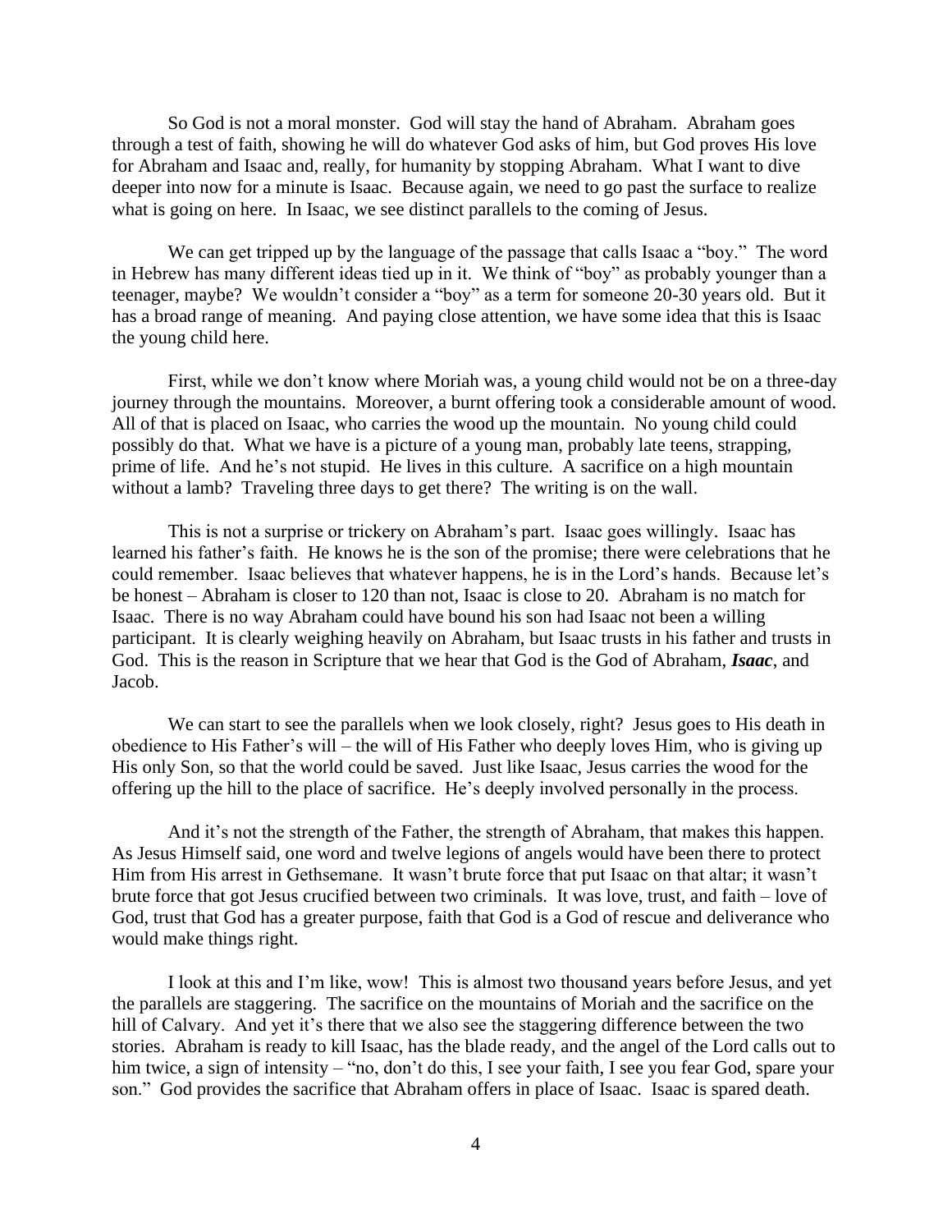So God is not a moral monster. God will stay the hand of Abraham. Abraham goes through a test of faith, showing he will do whatever God asks of him, but God proves His love for Abraham and Isaac and, really, for humanity by stopping Abraham. What I want to dive deeper into now for a minute is Isaac. Because again, we need to go past the surface to realize what is going on here. In Isaac, we see distinct parallels to the coming of Jesus.

We can get tripped up by the language of the passage that calls Isaac a "boy." The word in Hebrew has many different ideas tied up in it. We think of "boy" as probably younger than a teenager, maybe? We wouldn't consider a "boy" as a term for someone 20-30 years old. But it has a broad range of meaning. And paying close attention, we have some idea that this is Isaac the young child here.

First, while we don't know where Moriah was, a young child would not be on a three-day journey through the mountains. Moreover, a burnt offering took a considerable amount of wood. All of that is placed on Isaac, who carries the wood up the mountain. No young child could possibly do that. What we have is a picture of a young man, probably late teens, strapping, prime of life. And he's not stupid. He lives in this culture. A sacrifice on a high mountain without a lamb? Traveling three days to get there? The writing is on the wall.

This is not a surprise or trickery on Abraham's part. Isaac goes willingly. Isaac has learned his father's faith. He knows he is the son of the promise; there were celebrations that he could remember. Isaac believes that whatever happens, he is in the Lord's hands. Because let's be honest – Abraham is closer to 120 than not, Isaac is close to 20. Abraham is no match for Isaac. There is no way Abraham could have bound his son had Isaac not been a willing participant. It is clearly weighing heavily on Abraham, but Isaac trusts in his father and trusts in God. This is the reason in Scripture that we hear that God is the God of Abraham, ***Isaac***, and Jacob.

We can start to see the parallels when we look closely, right? Jesus goes to His death in obedience to His Father's will – the will of His Father who deeply loves Him, who is giving up His only Son, so that the world could be saved. Just like Isaac, Jesus carries the wood for the offering up the hill to the place of sacrifice. He's deeply involved personally in the process.

And it's not the strength of the Father, the strength of Abraham, that makes this happen. As Jesus Himself said, one word and twelve legions of angels would have been there to protect Him from His arrest in Gethsemane. It wasn't brute force that put Isaac on that altar; it wasn't brute force that got Jesus crucified between two criminals. It was love, trust, and faith – love of God, trust that God has a greater purpose, faith that God is a God of rescue and deliverance who would make things right.

I look at this and I'm like, wow! This is almost two thousand years before Jesus, and yet the parallels are staggering. The sacrifice on the mountains of Moriah and the sacrifice on the hill of Calvary. And yet it's there that we also see the staggering difference between the two stories. Abraham is ready to kill Isaac, has the blade ready, and the angel of the Lord calls out to him twice, a sign of intensity – "no, don't do this, I see your faith, I see you fear God, spare your son." God provides the sacrifice that Abraham offers in place of Isaac. Isaac is spared death.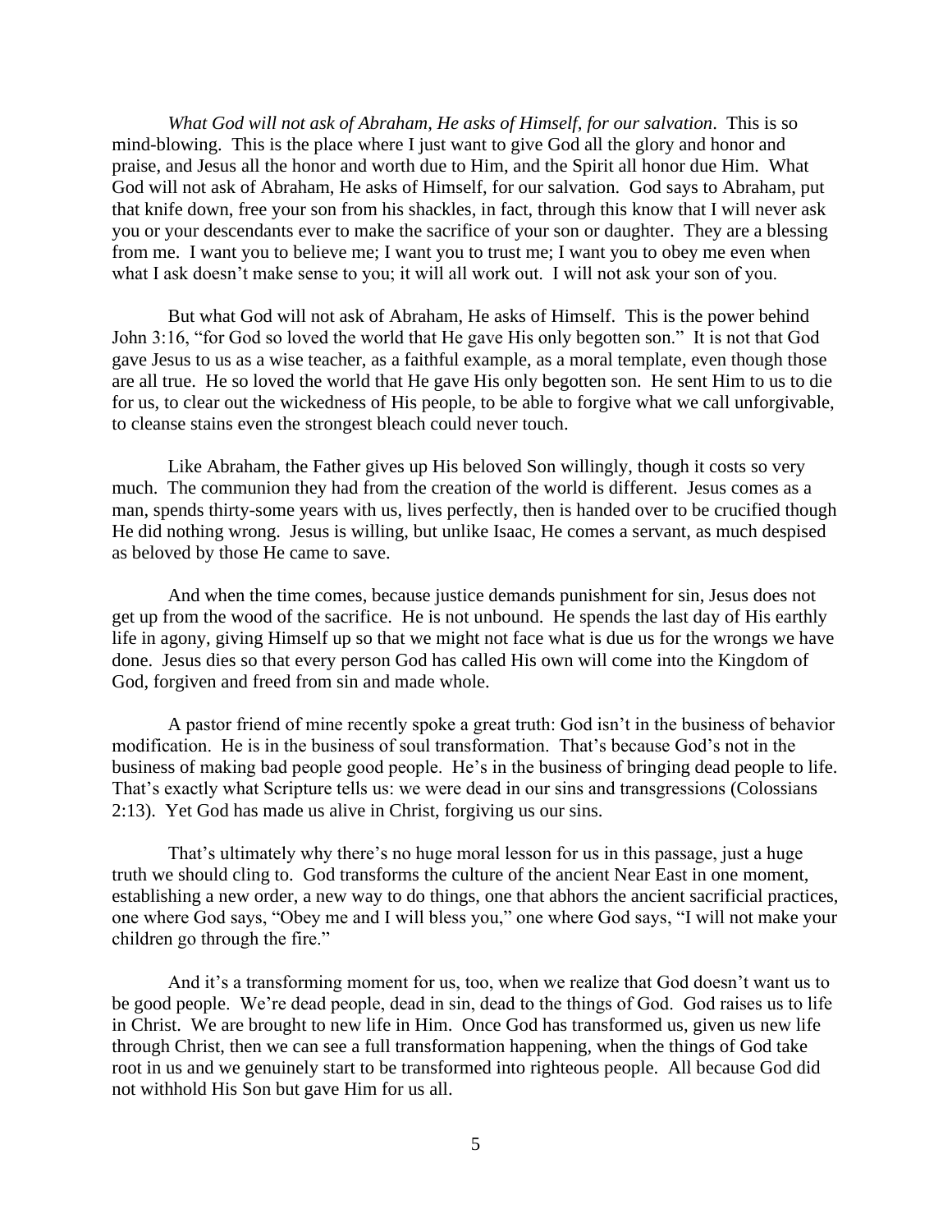*What God will not ask of Abraham, He asks of Himself, for our salvation*. This is so mind-blowing. This is the place where I just want to give God all the glory and honor and praise, and Jesus all the honor and worth due to Him, and the Spirit all honor due Him. What God will not ask of Abraham, He asks of Himself, for our salvation. God says to Abraham, put that knife down, free your son from his shackles, in fact, through this know that I will never ask you or your descendants ever to make the sacrifice of your son or daughter. They are a blessing from me. I want you to believe me; I want you to trust me; I want you to obey me even when what I ask doesn't make sense to you; it will all work out. I will not ask your son of you.

But what God will not ask of Abraham, He asks of Himself. This is the power behind John 3:16, "for God so loved the world that He gave His only begotten son." It is not that God gave Jesus to us as a wise teacher, as a faithful example, as a moral template, even though those are all true. He so loved the world that He gave His only begotten son. He sent Him to us to die for us, to clear out the wickedness of His people, to be able to forgive what we call unforgivable, to cleanse stains even the strongest bleach could never touch.

Like Abraham, the Father gives up His beloved Son willingly, though it costs so very much. The communion they had from the creation of the world is different. Jesus comes as a man, spends thirty-some years with us, lives perfectly, then is handed over to be crucified though He did nothing wrong. Jesus is willing, but unlike Isaac, He comes a servant, as much despised as beloved by those He came to save.

And when the time comes, because justice demands punishment for sin, Jesus does not get up from the wood of the sacrifice. He is not unbound. He spends the last day of His earthly life in agony, giving Himself up so that we might not face what is due us for the wrongs we have done. Jesus dies so that every person God has called His own will come into the Kingdom of God, forgiven and freed from sin and made whole.

A pastor friend of mine recently spoke a great truth: God isn't in the business of behavior modification. He is in the business of soul transformation. That's because God's not in the business of making bad people good people. He's in the business of bringing dead people to life. That's exactly what Scripture tells us: we were dead in our sins and transgressions (Colossians 2:13). Yet God has made us alive in Christ, forgiving us our sins.

That's ultimately why there's no huge moral lesson for us in this passage, just a huge truth we should cling to. God transforms the culture of the ancient Near East in one moment, establishing a new order, a new way to do things, one that abhors the ancient sacrificial practices, one where God says, "Obey me and I will bless you," one where God says, "I will not make your children go through the fire."

And it's a transforming moment for us, too, when we realize that God doesn't want us to be good people. We're dead people, dead in sin, dead to the things of God. God raises us to life in Christ. We are brought to new life in Him. Once God has transformed us, given us new life through Christ, then we can see a full transformation happening, when the things of God take root in us and we genuinely start to be transformed into righteous people. All because God did not withhold His Son but gave Him for us all.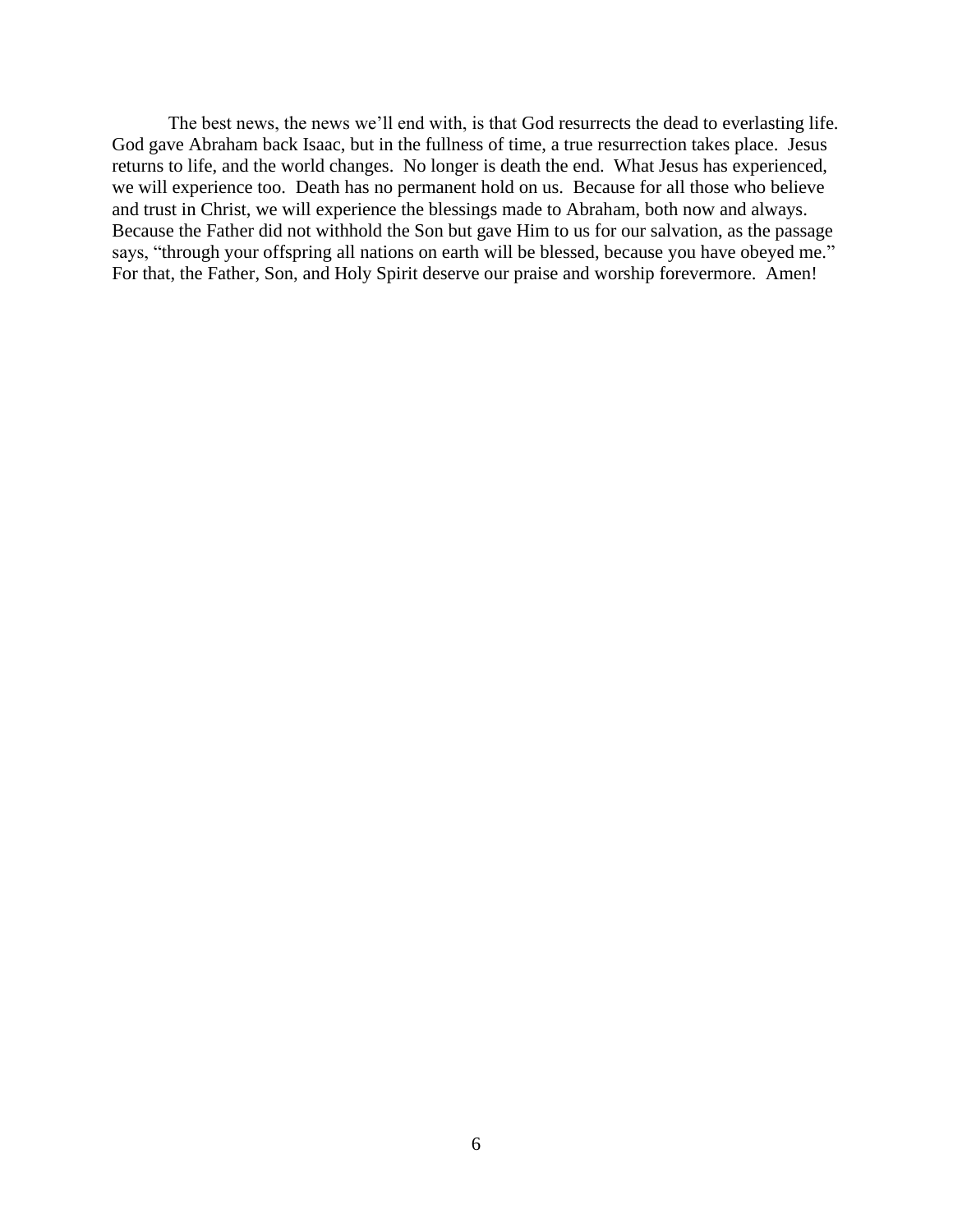The best news, the news we'll end with, is that God resurrects the dead to everlasting life. God gave Abraham back Isaac, but in the fullness of time, a true resurrection takes place. Jesus returns to life, and the world changes. No longer is death the end. What Jesus has experienced, we will experience too. Death has no permanent hold on us. Because for all those who believe and trust in Christ, we will experience the blessings made to Abraham, both now and always. Because the Father did not withhold the Son but gave Him to us for our salvation, as the passage says, "through your offspring all nations on earth will be blessed, because you have obeyed me." For that, the Father, Son, and Holy Spirit deserve our praise and worship forevermore. Amen!